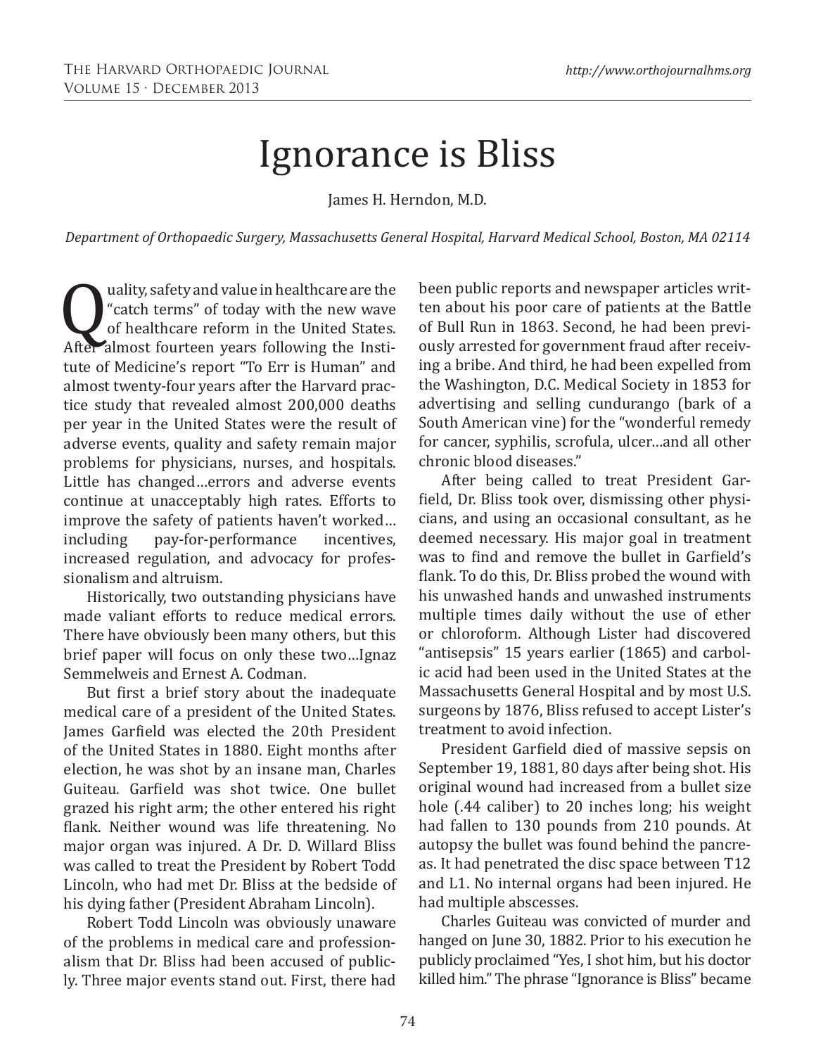# Ignorance is Bliss

James H. Herndon, M.D.

*Department of Orthopaedic Surgery, Massachusetts General Hospital, Harvard Medical School, Boston, MA 02114*

Quality, safety and value in healthcare are the "catch terms" of today with the new wave of healthcare reform in the United States. After almost fourteen years following the Institute of Medicine's report "To Err is Human" and almost twenty-four years after the Harvard practice study that revealed almost 200,000 deaths per year in the United States were the result of adverse events, quality and safety remain major problems for physicians, nurses, and hospitals. Little has changed…errors and adverse events continue at unacceptably high rates. Efforts to improve the safety of patients haven't worked…including pay-for-performance incentives, increased regulation, and advocacy for professionalism and altruism.

Historically, two outstanding physicians have made valiant efforts to reduce medical errors. There have obviously been many others, but this brief paper will focus on only these two…Ignaz Semmelweis and Ernest A. Codman.

But first a brief story about the inadequate medical care of a president of the United States. James Garfield was elected the 20th President of the United States in 1880. Eight months after election, he was shot by an insane man, Charles Guiteau. Garfield was shot twice. One bullet grazed his right arm; the other entered his right flank. Neither wound was life threatening. No major organ was injured. A Dr. D. Willard Bliss was called to treat the President by Robert Todd Lincoln, who had met Dr. Bliss at the bedside of his dying father (President Abraham Lincoln).

Robert Todd Lincoln was obviously unaware of the problems in medical care and professionalism that Dr. Bliss had been accused of publicly. Three major events stand out. First, there had been public reports and newspaper articles written about his poor care of patients at the Battle of Bull Run in 1863. Second, he had been previously arrested for government fraud after receiving a bribe. And third, he had been expelled from the Washington, D.C. Medical Society in 1853 for advertising and selling cundurango (bark of a South American vine) for the "wonderful remedy for cancer, syphilis, scrofula, ulcer…and all other chronic blood diseases."

After being called to treat President Garfield, Dr. Bliss took over, dismissing other physicians, and using an occasional consultant, as he deemed necessary. His major goal in treatment was to find and remove the bullet in Garfield's flank. To do this, Dr. Bliss probed the wound with his unwashed hands and unwashed instruments multiple times daily without the use of ether or chloroform. Although Lister had discovered "antisepsis" 15 years earlier (1865) and carbolic acid had been used in the United States at the Massachusetts General Hospital and by most U.S. surgeons by 1876, Bliss refused to accept Lister's treatment to avoid infection.

President Garfield died of massive sepsis on September 19, 1881, 80 days after being shot. His original wound had increased from a bullet size hole (.44 caliber) to 20 inches long; his weight had fallen to 130 pounds from 210 pounds. At autopsy the bullet was found behind the pancreas. It had penetrated the disc space between T12 and L1. No internal organs had been injured. He had multiple abscesses.

Charles Guiteau was convicted of murder and hanged on June 30, 1882. Prior to his execution he publicly proclaimed "Yes, I shot him, but his doctor killed him." The phrase "Ignorance is Bliss" became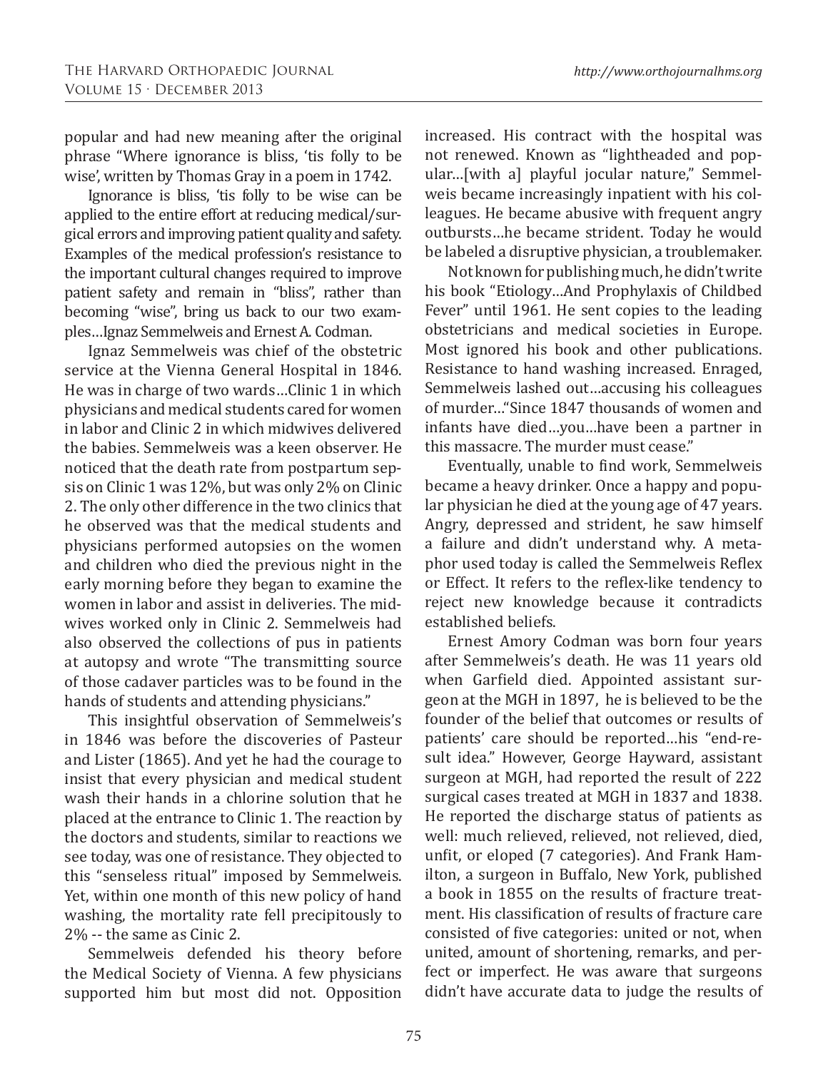popular and had new meaning after the original phrase "Where ignorance is bliss, 'tis folly to be wise', written by Thomas Gray in a poem in 1742.

Ignorance is bliss, 'tis folly to be wise can be applied to the entire effort at reducing medical/surgical errors and improving patient quality and safety. Examples of the medical profession's resistance to the important cultural changes required to improve patient safety and remain in "bliss", rather than becoming "wise", bring us back to our two examples…Ignaz Semmelweis and Ernest A. Codman.

Ignaz Semmelweis was chief of the obstetric service at the Vienna General Hospital in 1846. He was in charge of two wards…Clinic 1 in which physicians and medical students cared for women in labor and Clinic 2 in which midwives delivered the babies. Semmelweis was a keen observer. He noticed that the death rate from postpartum sepsis on Clinic 1 was 12%, but was only 2% on Clinic 2. The only other difference in the two clinics that he observed was that the medical students and physicians performed autopsies on the women and children who died the previous night in the early morning before they began to examine the women in labor and assist in deliveries. The midwives worked only in Clinic 2. Semmelweis had also observed the collections of pus in patients at autopsy and wrote "The transmitting source of those cadaver particles was to be found in the hands of students and attending physicians."

This insightful observation of Semmelweis's in 1846 was before the discoveries of Pasteur and Lister (1865). And yet he had the courage to insist that every physician and medical student wash their hands in a chlorine solution that he placed at the entrance to Clinic 1. The reaction by the doctors and students, similar to reactions we see today, was one of resistance. They objected to this "senseless ritual" imposed by Semmelweis. Yet, within one month of this new policy of hand washing, the mortality rate fell precipitously to 2% -- the same as Cinic 2.

Semmelweis defended his theory before the Medical Society of Vienna. A few physicians supported him but most did not. Opposition increased. His contract with the hospital was not renewed. Known as "lightheaded and popular…[with a] playful jocular nature," Semmelweis became increasingly inpatient with his colleagues. He became abusive with frequent angry outbursts…he became strident. Today he would be labeled a disruptive physician, a troublemaker.

Not known for publishing much, he didn't write his book "Etiology…And Prophylaxis of Childbed Fever" until 1961. He sent copies to the leading obstetricians and medical societies in Europe. Most ignored his book and other publications. Resistance to hand washing increased. Enraged, Semmelweis lashed out…accusing his colleagues of murder…"Since 1847 thousands of women and infants have died…you…have been a partner in this massacre. The murder must cease."

Eventually, unable to find work, Semmelweis became a heavy drinker. Once a happy and popular physician he died at the young age of 47 years. Angry, depressed and strident, he saw himself a failure and didn't understand why. A metaphor used today is called the Semmelweis Reflex or Effect. It refers to the reflex-like tendency to reject new knowledge because it contradicts established beliefs.

Ernest Amory Codman was born four years after Semmelweis's death. He was 11 years old when Garfield died. Appointed assistant surgeon at the MGH in 1897, he is believed to be the founder of the belief that outcomes or results of patients' care should be reported…his "end-result idea." However, George Hayward, assistant surgeon at MGH, had reported the result of 222 surgical cases treated at MGH in 1837 and 1838. He reported the discharge status of patients as well: much relieved, relieved, not relieved, died, unfit, or eloped (7 categories). And Frank Hamilton, a surgeon in Buffalo, New York, published a book in 1855 on the results of fracture treatment. His classification of results of fracture care consisted of five categories: united or not, when united, amount of shortening, remarks, and perfect or imperfect. He was aware that surgeons didn't have accurate data to judge the results of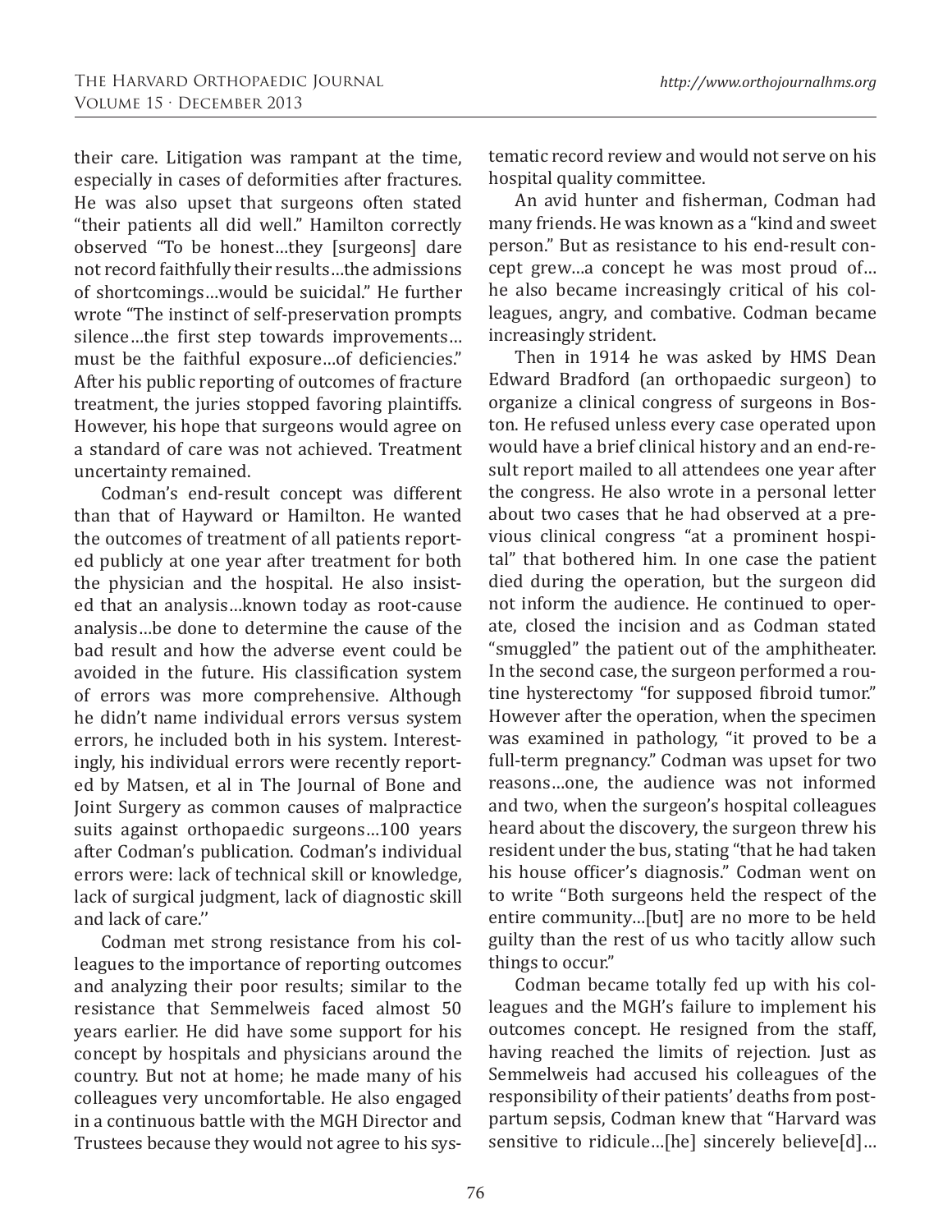their care. Litigation was rampant at the time, especially in cases of deformities after fractures. He was also upset that surgeons often stated "their patients all did well." Hamilton correctly observed "To be honest…they [surgeons] dare not record faithfully their results…the admissions of shortcomings…would be suicidal." He further wrote "The instinct of self-preservation prompts silence…the first step towards improvements…must be the faithful exposure…of deficiencies." After his public reporting of outcomes of fracture treatment, the juries stopped favoring plaintiffs. However, his hope that surgeons would agree on a standard of care was not achieved. Treatment uncertainty remained.

Codman's end-result concept was different than that of Hayward or Hamilton. He wanted the outcomes of treatment of all patients reported publicly at one year after treatment for both the physician and the hospital. He also insisted that an analysis…known today as root-cause analysis…be done to determine the cause of the bad result and how the adverse event could be avoided in the future. His classification system of errors was more comprehensive. Although he didn't name individual errors versus system errors, he included both in his system. Interestingly, his individual errors were recently reported by Matsen, et al in The Journal of Bone and Joint Surgery as common causes of malpractice suits against orthopaedic surgeons…100 years after Codman's publication. Codman's individual errors were: lack of technical skill or knowledge, lack of surgical judgment, lack of diagnostic skill and lack of care.''

Codman met strong resistance from his colleagues to the importance of reporting outcomes and analyzing their poor results; similar to the resistance that Semmelweis faced almost 50 years earlier. He did have some support for his concept by hospitals and physicians around the country. But not at home; he made many of his colleagues very uncomfortable. He also engaged in a continuous battle with the MGH Director and Trustees because they would not agree to his systematic record review and would not serve on his hospital quality committee.

An avid hunter and fisherman, Codman had many friends. He was known as a "kind and sweet person." But as resistance to his end-result concept grew…a concept he was most proud of…he also became increasingly critical of his colleagues, angry, and combative. Codman became increasingly strident.

Then in 1914 he was asked by HMS Dean Edward Bradford (an orthopaedic surgeon) to organize a clinical congress of surgeons in Boston. He refused unless every case operated upon would have a brief clinical history and an end-result report mailed to all attendees one year after the congress. He also wrote in a personal letter about two cases that he had observed at a previous clinical congress "at a prominent hospital" that bothered him. In one case the patient died during the operation, but the surgeon did not inform the audience. He continued to operate, closed the incision and as Codman stated "smuggled" the patient out of the amphitheater. In the second case, the surgeon performed a routine hysterectomy "for supposed fibroid tumor." However after the operation, when the specimen was examined in pathology, "it proved to be a full-term pregnancy." Codman was upset for two reasons…one, the audience was not informed and two, when the surgeon's hospital colleagues heard about the discovery, the surgeon threw his resident under the bus, stating "that he had taken his house officer's diagnosis." Codman went on to write "Both surgeons held the respect of the entire community…[but] are no more to be held guilty than the rest of us who tacitly allow such things to occur."

Codman became totally fed up with his colleagues and the MGH's failure to implement his outcomes concept. He resigned from the staff, having reached the limits of rejection. Just as Semmelweis had accused his colleagues of the responsibility of their patients' deaths from postpartum sepsis, Codman knew that "Harvard was sensitive to ridicule…[he] sincerely believe[d]…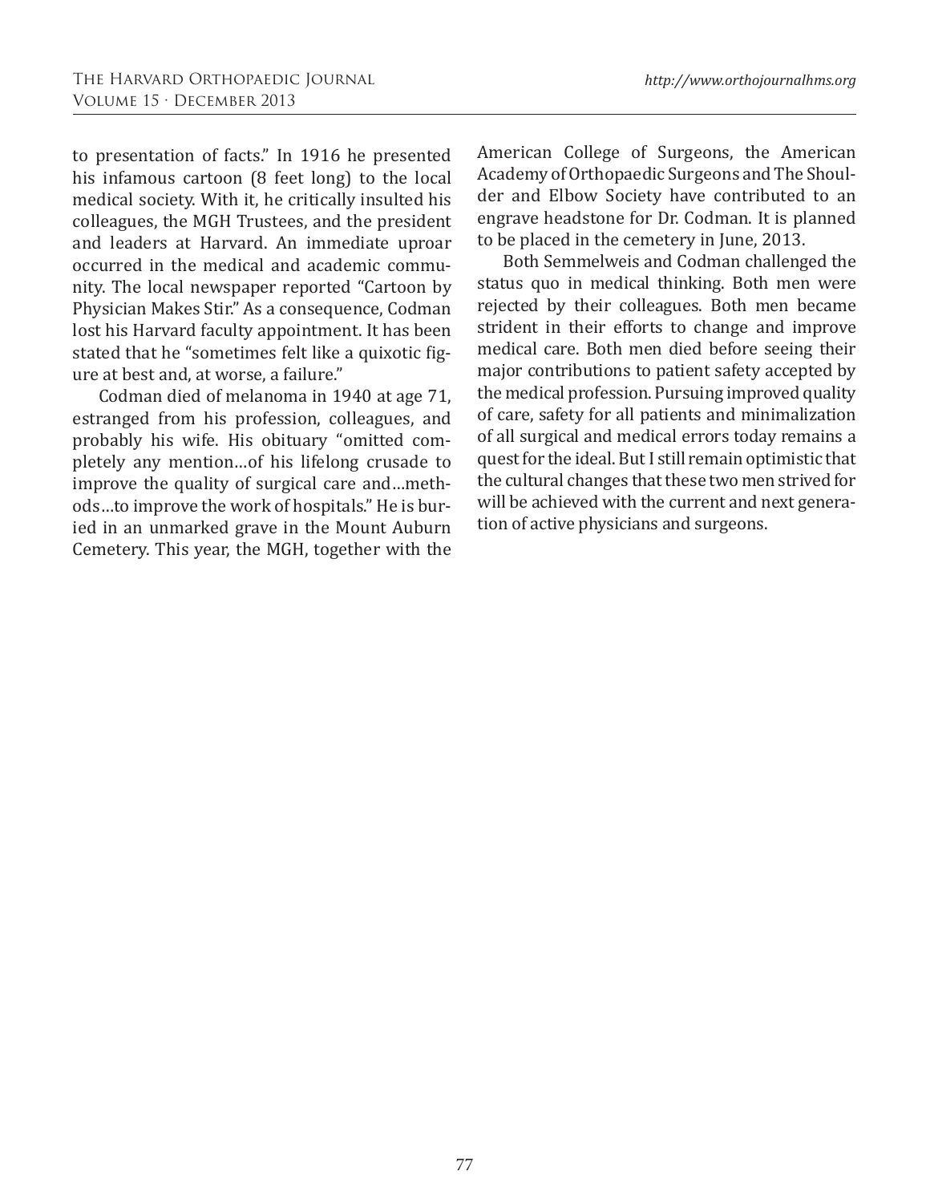to presentation of facts." In 1916 he presented his infamous cartoon (8 feet long) to the local medical society. With it, he critically insulted his colleagues, the MGH Trustees, and the president and leaders at Harvard. An immediate uproar occurred in the medical and academic community. The local newspaper reported "Cartoon by Physician Makes Stir." As a consequence, Codman lost his Harvard faculty appointment. It has been stated that he "sometimes felt like a quixotic figure at best and, at worse, a failure."

Codman died of melanoma in 1940 at age 71, estranged from his profession, colleagues, and probably his wife. His obituary "omitted completely any mention…of his lifelong crusade to improve the quality of surgical care and…methods…to improve the work of hospitals." He is buried in an unmarked grave in the Mount Auburn Cemetery. This year, the MGH, together with the American College of Surgeons, the American Academy of Orthopaedic Surgeons and The Shoulder and Elbow Society have contributed to an engrave headstone for Dr. Codman. It is planned to be placed in the cemetery in June, 2013.

Both Semmelweis and Codman challenged the status quo in medical thinking. Both men were rejected by their colleagues. Both men became strident in their efforts to change and improve medical care. Both men died before seeing their major contributions to patient safety accepted by the medical profession. Pursuing improved quality of care, safety for all patients and minimalization of all surgical and medical errors today remains a quest for the ideal. But I still remain optimistic that the cultural changes that these two men strived for will be achieved with the current and next generation of active physicians and surgeons.